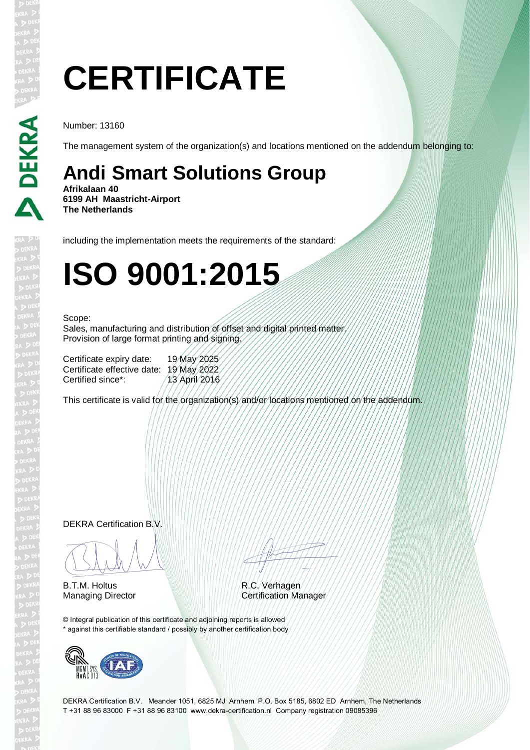# CERTIFICATE

Number: 13160

The management system of the organization(s) and locations mentioned on the addendum belonging to:

## Andi Smart Solutions Group

**Afrikalaan 40**
**6199 AH Maastricht-Airport**
**The Netherlands**

including the implementation meets the requirements of the standard:

# ISO 9001:2015

Scope:
Sales, manufacturing and distribution of offset and digital printed matter.
Provision of large format printing and signing.

| | |
|---|---|
| Certificate expiry date: | 19 May 2025 |
| Certificate effective date: | 19 May 2022 |
| Certified since*: | 13 April 2016 |

This certificate is valid for the organization(s) and/or locations mentioned on the addendum.

DEKRA Certification B.V.

B.T.M. Holtus
Managing Director

R.C. Verhagen
Certification Manager

© Integral publication of this certificate and adjoining reports is allowed
* against this certifiable standard / possibly by another certification body

MGMT.SYS. RvA C 013

DEKRA Certification B.V. Meander 1051, 6825 MJ Arnhem P.O. Box 5185, 6802 ED Arnhem, The Netherlands
T +31 88 96 83000 F +31 88 96 83100 www.dekra-certification.nl Company registration 09085396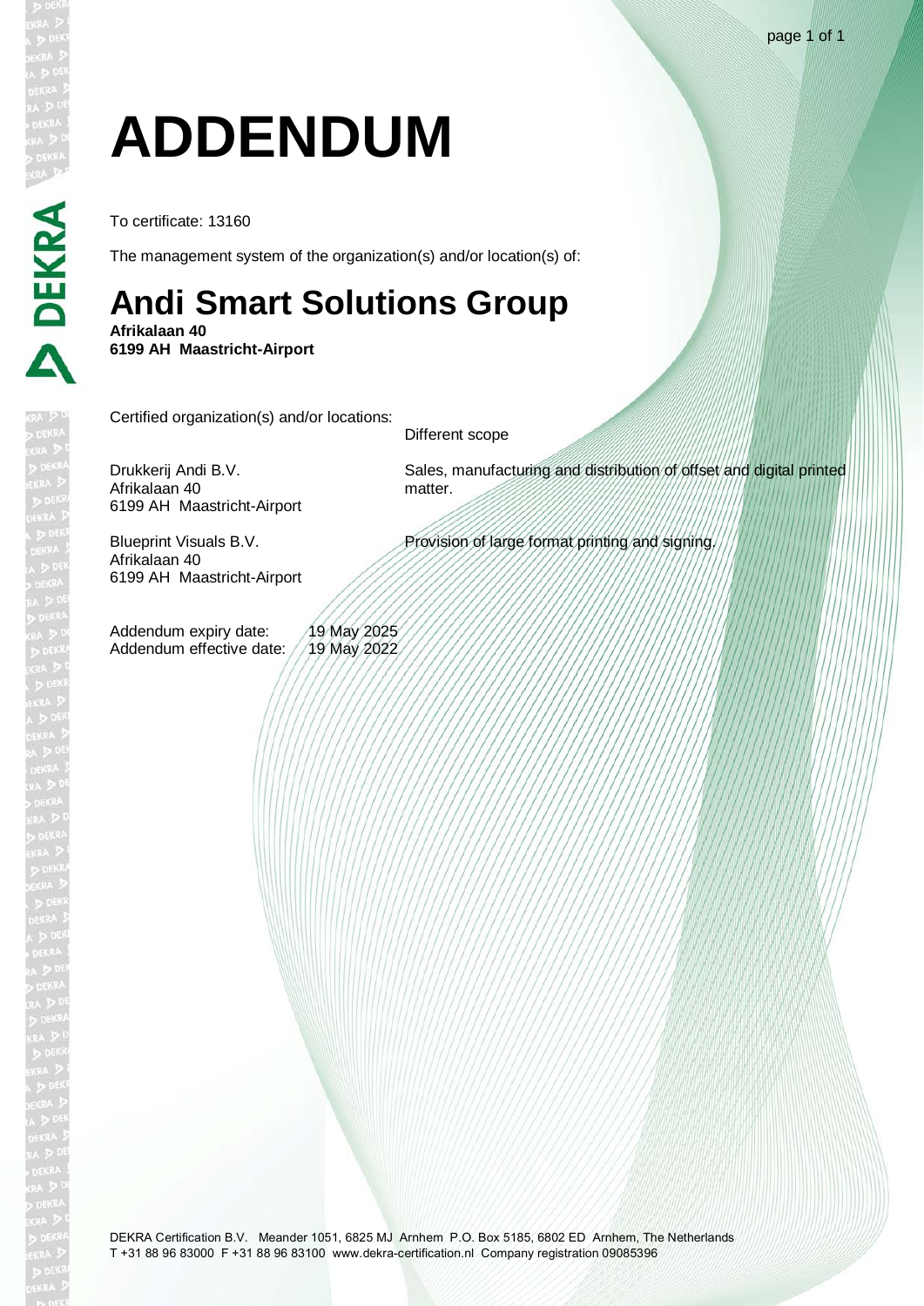# ADDENDUM

To certificate: 13160

The management system of the organization(s) and/or location(s) of:

## Andi Smart Solutions Group

**Afrikalaan 40**
**6199 AH Maastricht-Airport**

Certified organization(s) and/or locations:

| Organization | Different scope |
| --- | --- |
| Drukkerij Andi B.V.<br>Afrikalaan 40<br>6199 AH Maastricht-Airport | Sales, manufacturing and distribution of offset and digital printed matter. |
| Blueprint Visuals B.V.<br>Afrikalaan 40<br>6199 AH Maastricht-Airport | Provision of large format printing and signing. |

Addendum expiry date: 19 May 2025
Addendum effective date: 19 May 2022

DEKRA Certification B.V. Meander 1051, 6825 MJ Arnhem P.O. Box 5185, 6802 ED Arnhem, The Netherlands
T +31 88 96 83000 F +31 88 96 83100 www.dekra-certification.nl Company registration 09085396